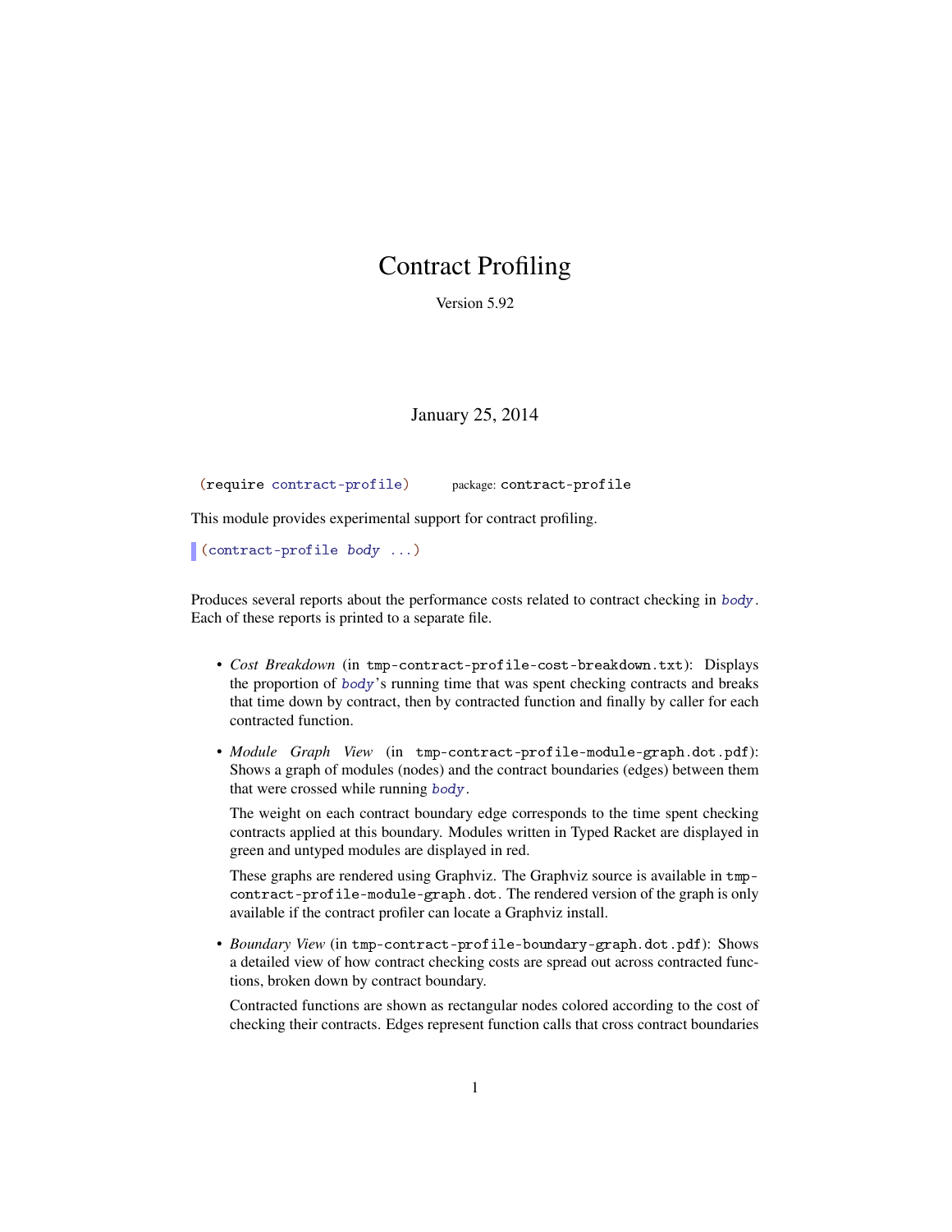# Contract Profiling

Version 5.92

January 25, 2014

```
(require contract-profile)    package: contract-profile
```

This module provides experimental support for contract profiling.

```
(contract-profile body ...)
```

Produces several reports about the performance costs related to contract checking in *body*. Each of these reports is printed to a separate file.

- *Cost Breakdown* (in `tmp-contract-profile-cost-breakdown.txt`): Displays the proportion of *body*'s running time that was spent checking contracts and breaks that time down by contract, then by contracted function and finally by caller for each contracted function.
- *Module Graph View* (in `tmp-contract-profile-module-graph.dot.pdf`): Shows a graph of modules (nodes) and the contract boundaries (edges) between them that were crossed while running *body*.

  The weight on each contract boundary edge corresponds to the time spent checking contracts applied at this boundary. Modules written in Typed Racket are displayed in green and untyped modules are displayed in red.

  These graphs are rendered using Graphviz. The Graphviz source is available in `tmp-contract-profile-module-graph.dot`. The rendered version of the graph is only available if the contract profiler can locate a Graphviz install.
- *Boundary View* (in `tmp-contract-profile-boundary-graph.dot.pdf`): Shows a detailed view of how contract checking costs are spread out across contracted functions, broken down by contract boundary.

  Contracted functions are shown as rectangular nodes colored according to the cost of checking their contracts. Edges represent function calls that cross contract boundaries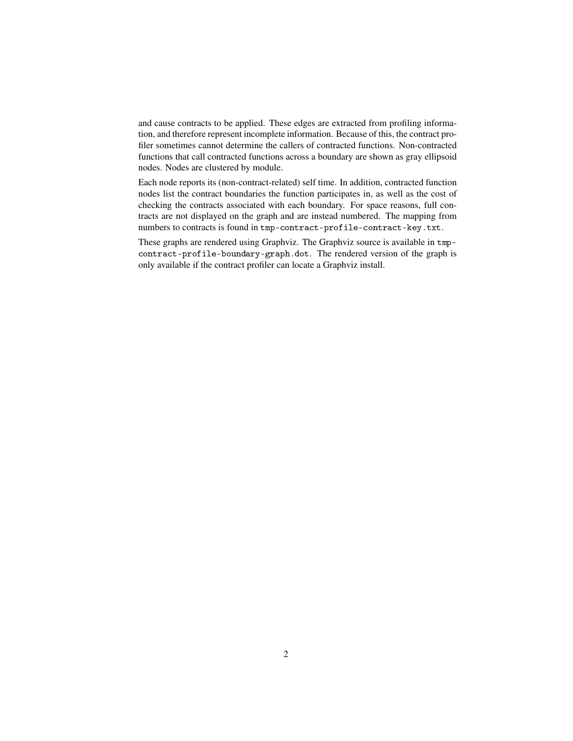and cause contracts to be applied. These edges are extracted from profiling information, and therefore represent incomplete information. Because of this, the contract profiler sometimes cannot determine the callers of contracted functions. Non-contracted functions that call contracted functions across a boundary are shown as gray ellipsoid nodes. Nodes are clustered by module.

Each node reports its (non-contract-related) self time. In addition, contracted function nodes list the contract boundaries the function participates in, as well as the cost of checking the contracts associated with each boundary. For space reasons, full contracts are not displayed on the graph and are instead numbered. The mapping from numbers to contracts is found in `tmp-contract-profile-contract-key.txt`.

These graphs are rendered using Graphviz. The Graphviz source is available in `tmp-contract-profile-boundary-graph.dot`. The rendered version of the graph is only available if the contract profiler can locate a Graphviz install.